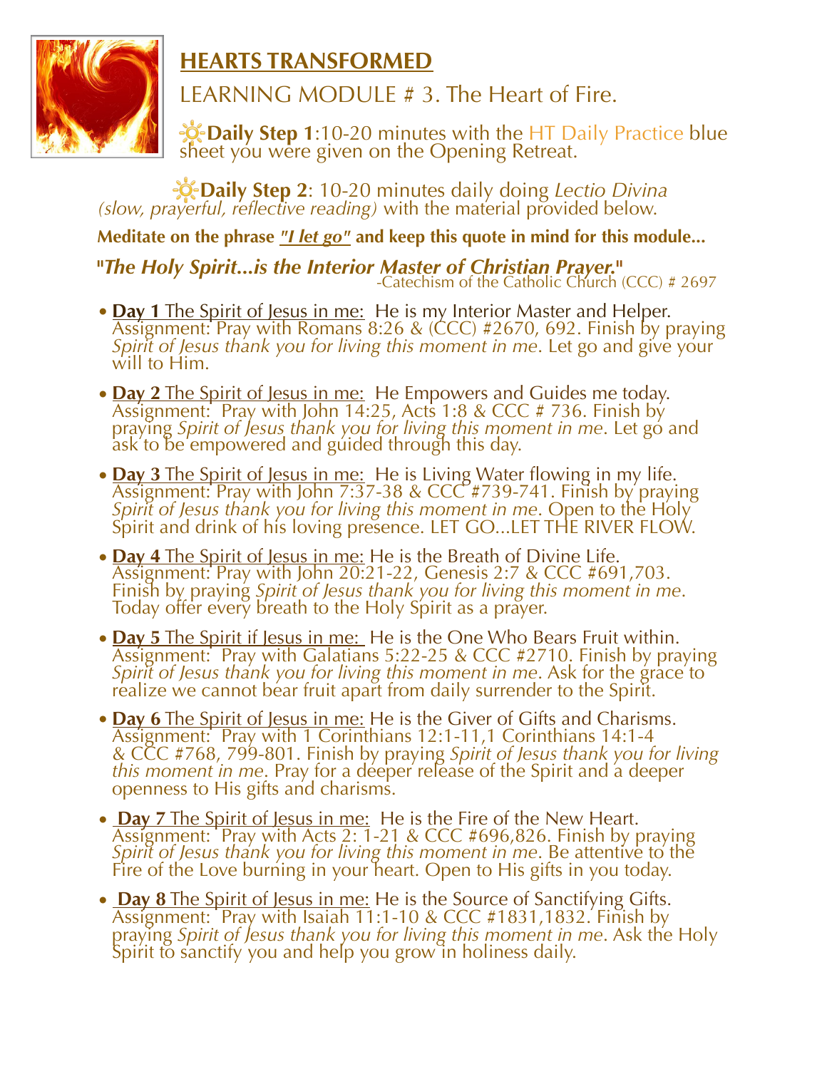# HEARTS TRANSFORMED

## LEARNING MODULE # 3. The Heart of Fire.

**Daily Step 1**:10-20 minutes with the HT Daily Practice blue sheet you were given on the Opening Retreat.

**Daily Step 2**: 10-20 minutes daily doing *Lectio Divina (slow, prayerful, reflective reading)* with the material provided below.

**Meditate on the phrase *"I let go"* and keep this quote in mind for this module...**

***"The Holy Spirit...is the Interior Master of Christian Prayer."***
-Catechism of the Catholic Church (CCC) # 2697

- **Day 1** The Spirit of Jesus in me: He is my Interior Master and Helper. Assignment: Pray with Romans 8:26 & (CCC) #2670, 692. Finish by praying *Spirit of Jesus thank you for living this moment in me*. Let go and give your will to Him.

- **Day 2** The Spirit of Jesus in me: He Empowers and Guides me today. Assignment: Pray with John 14:25, Acts 1:8 & CCC # 736. Finish by praying *Spirit of Jesus thank you for living this moment in me*. Let go and ask to be empowered and guided through this day.

- **Day 3** The Spirit of Jesus in me: He is Living Water flowing in my life. Assignment: Pray with John 7:37-38 & CCC #739-741. Finish by praying *Spirit of Jesus thank you for living this moment in me*. Open to the Holy Spirit and drink of his loving presence. LET GO...LET THE RIVER FLOW.

- **Day 4** The Spirit of Jesus in me: He is the Breath of Divine Life. Assignment: Pray with John 20:21-22, Genesis 2:7 & CCC #691,703. Finish by praying *Spirit of Jesus thank you for living this moment in me*. Today offer every breath to the Holy Spirit as a prayer.

- **Day 5** The Spirit if Jesus in me: He is the One Who Bears Fruit within. Assignment: Pray with Galatians 5:22-25 & CCC #2710. Finish by praying *Spirit of Jesus thank you for living this moment in me*. Ask for the grace to realize we cannot bear fruit apart from daily surrender to the Spirit.

- **Day 6** The Spirit of Jesus in me: He is the Giver of Gifts and Charisms. Assignment: Pray with 1 Corinthians 12:1-11,1 Corinthians 14:1-4 & CCC #768, 799-801. Finish by praying *Spirit of Jesus thank you for living this moment in me*. Pray for a deeper release of the Spirit and a deeper openness to His gifts and charisms.

- **Day 7** The Spirit of Jesus in me: He is the Fire of the New Heart. Assignment: Pray with Acts 2: 1-21 & CCC #696,826. Finish by praying *Spirit of Jesus thank you for living this moment in me*. Be attentive to the Fire of the Love burning in your heart. Open to His gifts in you today.

- **Day 8** The Spirit of Jesus in me: He is the Source of Sanctifying Gifts. Assignment: Pray with Isaiah 11:1-10 & CCC #1831,1832. Finish by praying *Spirit of Jesus thank you for living this moment in me*. Ask the Holy Spirit to sanctify you and help you grow in holiness daily.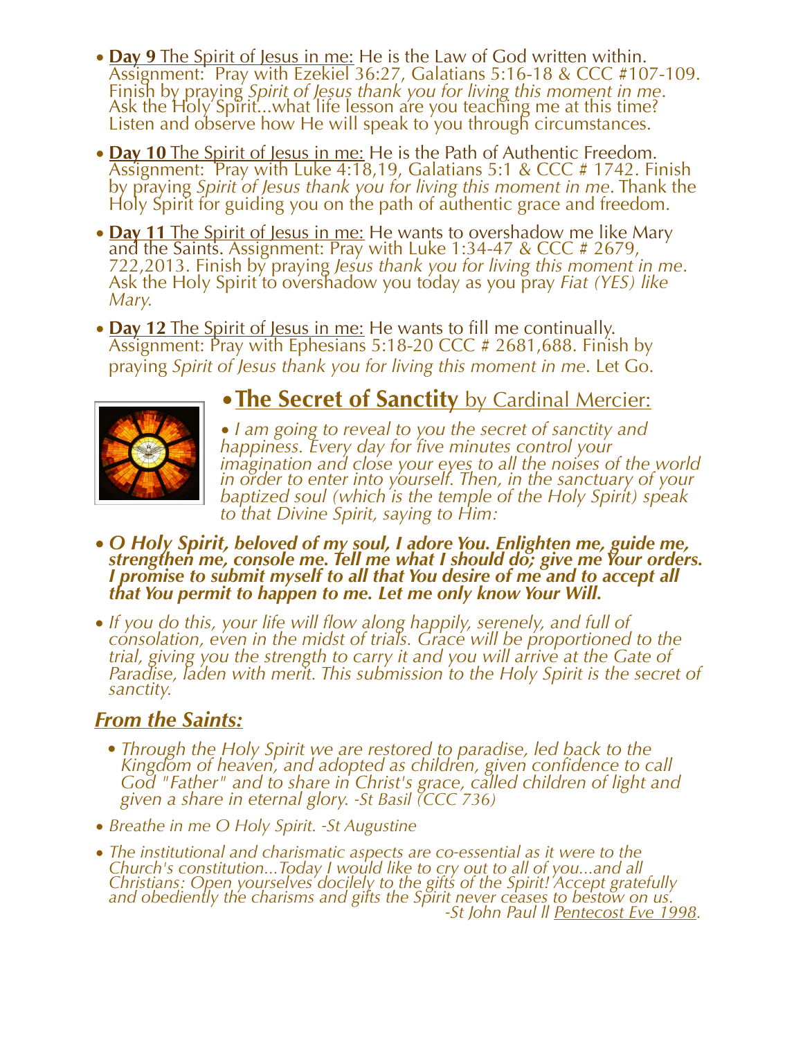- **Day 9** The Spirit of Jesus in me: He is the Law of God written within. Assignment: Pray with Ezekiel 36:27, Galatians 5:16-18 & CCC #107-109. Finish by praying *Spirit of Jesus thank you for living this moment in me*. Ask the Holy Spirit...what life lesson are you teaching me at this time? Listen and observe how He will speak to you through circumstances.

- **Day 10** The Spirit of Jesus in me: He is the Path of Authentic Freedom. Assignment: Pray with Luke 4:18,19, Galatians 5:1 & CCC # 1742. Finish by praying *Spirit of Jesus thank you for living this moment in me*. Thank the Holy Spirit for guiding you on the path of authentic grace and freedom.

- **Day 11** The Spirit of Jesus in me: He wants to overshadow me like Mary and the Saints. Assignment: Pray with Luke 1:34-47 & CCC # 2679, 722,2013. Finish by praying *Jesus thank you for living this moment in me*. Ask the Holy Spirit to overshadow you today as you pray *Fiat (YES) like Mary.*

- **Day 12** The Spirit of Jesus in me: He wants to fill me continually. Assignment: Pray with Ephesians 5:18-20 CCC # 2681,688. Finish by praying *Spirit of Jesus thank you for living this moment in me*. Let Go.

## **The Secret of Sanctity** by Cardinal Mercier:

- *I am going to reveal to you the secret of sanctity and happiness. Every day for five minutes control your imagination and close your eyes to all the noises of the world in order to enter into yourself. Then, in the sanctuary of your baptized soul (which is the temple of the Holy Spirit) speak to that Divine Spirit, saying to Him:*

- ***O Holy Spirit, beloved of my soul, I adore You. Enlighten me, guide me, strengthen me, console me. Tell me what I should do; give me Your orders. I promise to submit myself to all that You desire of me and to accept all that You permit to happen to me. Let me only know Your Will.***

- *If you do this, your life will flow along happily, serenely, and full of consolation, even in the midst of trials. Grace will be proportioned to the trial, giving you the strength to carry it and you will arrive at the Gate of Paradise, laden with merit. This submission to the Holy Spirit is the secret of sanctity.*

## ***From the Saints:***

- *Through the Holy Spirit we are restored to paradise, led back to the Kingdom of heaven, and adopted as children, given confidence to call God "Father" and to share in Christ's grace, called children of light and given a share in eternal glory. -St Basil (CCC 736)*

- *Breathe in me O Holy Spirit. -St Augustine*

- *The institutional and charismatic aspects are co-essential as it were to the Church's constitution...Today I would like to cry out to all of you...and all Christians: Open yourselves docilely to the gifts of the Spirit! Accept gratefully and obediently the charisms and gifts the Spirit never ceases to bestow on us.*
  *-St John Paul ll Pentecost Eve 1998.*